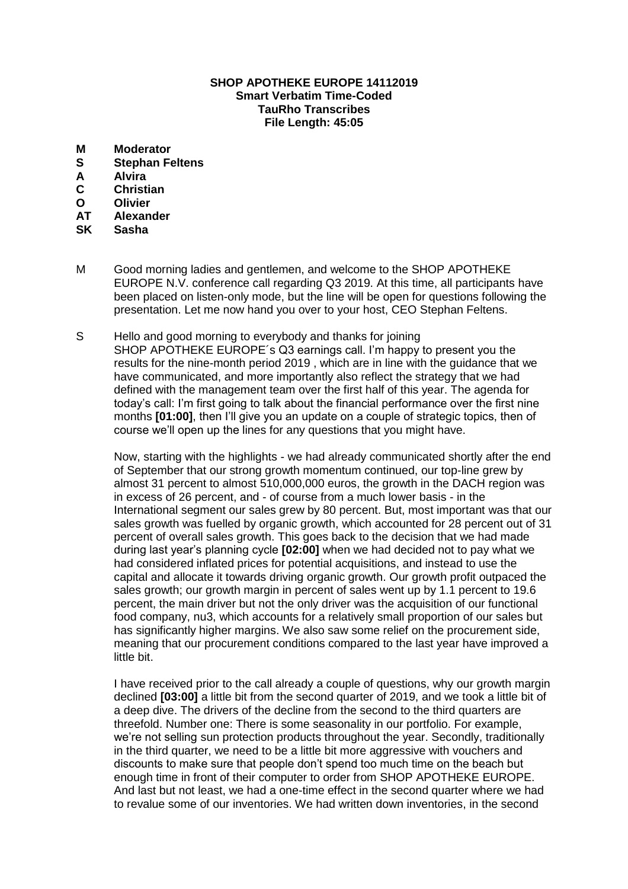**SHOP APOTHEKE EUROPE 14112019**
**Smart Verbatim Time-Coded**
**TauRho Transcribes**
**File Length: 45:05**

| | |
|---|---|
| **M** | **Moderator** |
| **S** | **Stephan Feltens** |
| **A** | **Alvira** |
| **C** | **Christian** |
| **O** | **Olivier** |
| **AT** | **Alexander** |
| **SK** | **Sasha** |

M Good morning ladies and gentlemen, and welcome to the SHOP APOTHEKE EUROPE N.V. conference call regarding Q3 2019. At this time, all participants have been placed on listen-only mode, but the line will be open for questions following the presentation. Let me now hand you over to your host, CEO Stephan Feltens.

S Hello and good morning to everybody and thanks for joining SHOP APOTHEKE EUROPE´s Q3 earnings call. I'm happy to present you the results for the nine-month period 2019 , which are in line with the guidance that we have communicated, and more importantly also reflect the strategy that we had defined with the management team over the first half of this year. The agenda for today's call: I'm first going to talk about the financial performance over the first nine months **[01:00]**, then I'll give you an update on a couple of strategic topics, then of course we'll open up the lines for any questions that you might have.

Now, starting with the highlights - we had already communicated shortly after the end of September that our strong growth momentum continued, our top-line grew by almost 31 percent to almost 510,000,000 euros, the growth in the DACH region was in excess of 26 percent, and - of course from a much lower basis - in the International segment our sales grew by 80 percent. But, most important was that our sales growth was fuelled by organic growth, which accounted for 28 percent out of 31 percent of overall sales growth. This goes back to the decision that we had made during last year's planning cycle **[02:00]** when we had decided not to pay what we had considered inflated prices for potential acquisitions, and instead to use the capital and allocate it towards driving organic growth. Our growth profit outpaced the sales growth; our growth margin in percent of sales went up by 1.1 percent to 19.6 percent, the main driver but not the only driver was the acquisition of our functional food company, nu3, which accounts for a relatively small proportion of our sales but has significantly higher margins. We also saw some relief on the procurement side, meaning that our procurement conditions compared to the last year have improved a little bit.

I have received prior to the call already a couple of questions, why our growth margin declined **[03:00]** a little bit from the second quarter of 2019, and we took a little bit of a deep dive. The drivers of the decline from the second to the third quarters are threefold. Number one: There is some seasonality in our portfolio. For example, we're not selling sun protection products throughout the year. Secondly, traditionally in the third quarter, we need to be a little bit more aggressive with vouchers and discounts to make sure that people don't spend too much time on the beach but enough time in front of their computer to order from SHOP APOTHEKE EUROPE. And last but not least, we had a one-time effect in the second quarter where we had to revalue some of our inventories. We had written down inventories, in the second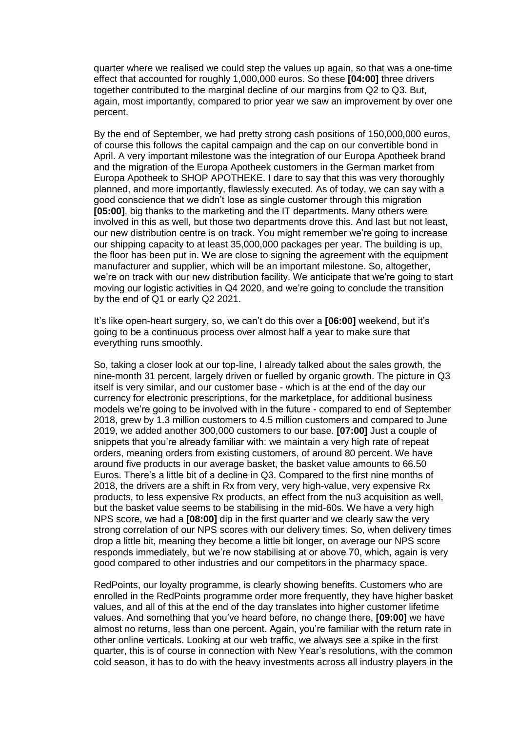quarter where we realised we could step the values up again, so that was a one-time effect that accounted for roughly 1,000,000 euros. So these **[04:00]** three drivers together contributed to the marginal decline of our margins from Q2 to Q3. But, again, most importantly, compared to prior year we saw an improvement by over one percent.

By the end of September, we had pretty strong cash positions of 150,000,000 euros, of course this follows the capital campaign and the cap on our convertible bond in April. A very important milestone was the integration of our Europa Apotheek brand and the migration of the Europa Apotheek customers in the German market from Europa Apotheek to SHOP APOTHEKE. I dare to say that this was very thoroughly planned, and more importantly, flawlessly executed. As of today, we can say with a good conscience that we didn't lose as single customer through this migration **[05:00]**, big thanks to the marketing and the IT departments. Many others were involved in this as well, but those two departments drove this. And last but not least, our new distribution centre is on track. You might remember we're going to increase our shipping capacity to at least 35,000,000 packages per year. The building is up, the floor has been put in. We are close to signing the agreement with the equipment manufacturer and supplier, which will be an important milestone. So, altogether, we're on track with our new distribution facility. We anticipate that we're going to start moving our logistic activities in Q4 2020, and we're going to conclude the transition by the end of Q1 or early Q2 2021.

It's like open-heart surgery, so, we can't do this over a **[06:00]** weekend, but it's going to be a continuous process over almost half a year to make sure that everything runs smoothly.

So, taking a closer look at our top-line, I already talked about the sales growth, the nine-month 31 percent, largely driven or fuelled by organic growth. The picture in Q3 itself is very similar, and our customer base - which is at the end of the day our currency for electronic prescriptions, for the marketplace, for additional business models we're going to be involved with in the future - compared to end of September 2018, grew by 1.3 million customers to 4.5 million customers and compared to June 2019, we added another 300,000 customers to our base. **[07:00]** Just a couple of snippets that you're already familiar with: we maintain a very high rate of repeat orders, meaning orders from existing customers, of around 80 percent. We have around five products in our average basket, the basket value amounts to 66.50 Euros. There's a little bit of a decline in Q3. Compared to the first nine months of 2018, the drivers are a shift in Rx from very, very high-value, very expensive Rx products, to less expensive Rx products, an effect from the nu3 acquisition as well, but the basket value seems to be stabilising in the mid-60s. We have a very high NPS score, we had a **[08:00]** dip in the first quarter and we clearly saw the very strong correlation of our NPS scores with our delivery times. So, when delivery times drop a little bit, meaning they become a little bit longer, on average our NPS score responds immediately, but we're now stabilising at or above 70, which, again is very good compared to other industries and our competitors in the pharmacy space.

RedPoints, our loyalty programme, is clearly showing benefits. Customers who are enrolled in the RedPoints programme order more frequently, they have higher basket values, and all of this at the end of the day translates into higher customer lifetime values. And something that you've heard before, no change there, **[09:00]** we have almost no returns, less than one percent. Again, you're familiar with the return rate in other online verticals. Looking at our web traffic, we always see a spike in the first quarter, this is of course in connection with New Year's resolutions, with the common cold season, it has to do with the heavy investments across all industry players in the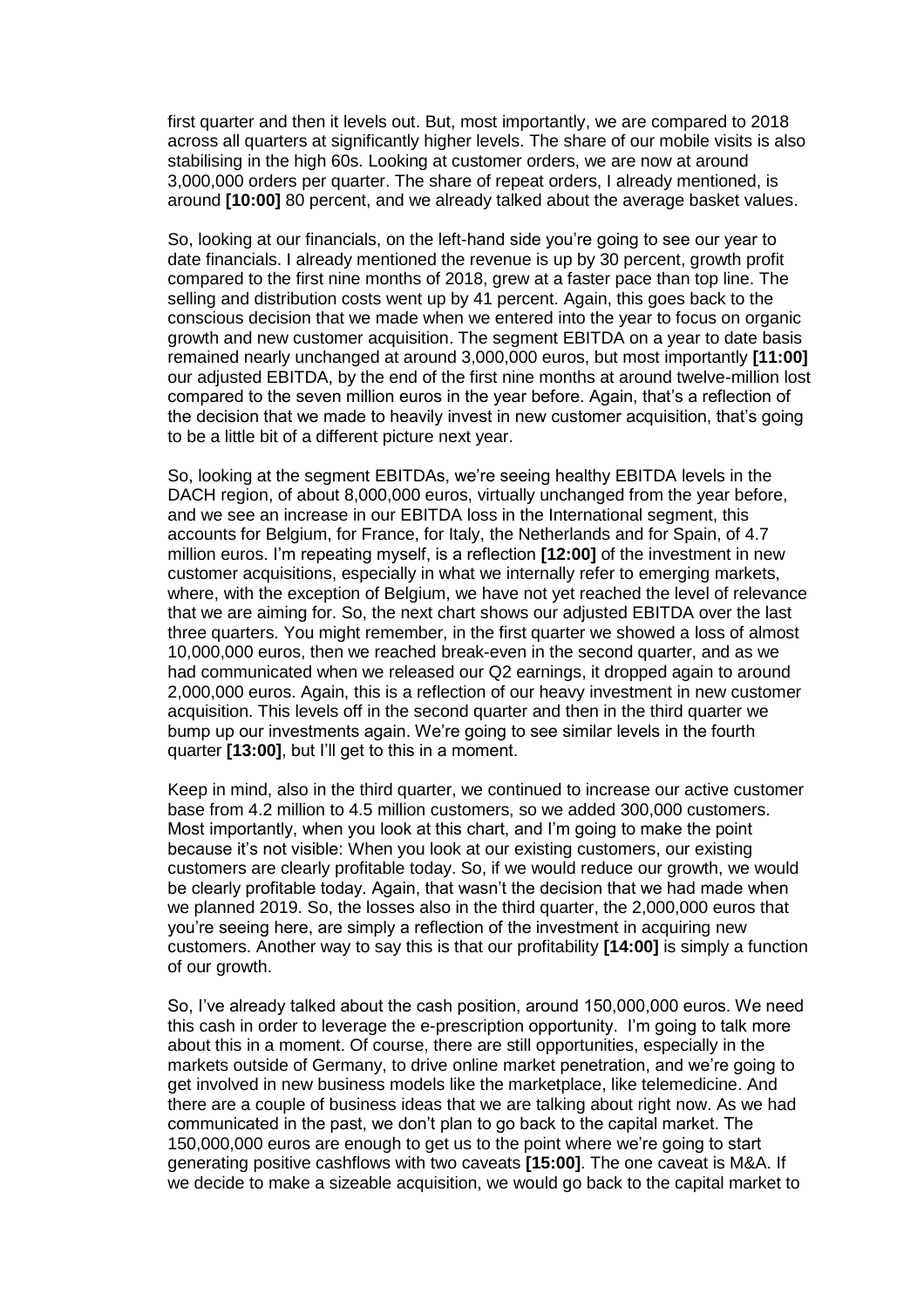first quarter and then it levels out. But, most importantly, we are compared to 2018 across all quarters at significantly higher levels. The share of our mobile visits is also stabilising in the high 60s. Looking at customer orders, we are now at around 3,000,000 orders per quarter. The share of repeat orders, I already mentioned, is around **[10:00]** 80 percent, and we already talked about the average basket values.

So, looking at our financials, on the left-hand side you're going to see our year to date financials. I already mentioned the revenue is up by 30 percent, growth profit compared to the first nine months of 2018, grew at a faster pace than top line. The selling and distribution costs went up by 41 percent. Again, this goes back to the conscious decision that we made when we entered into the year to focus on organic growth and new customer acquisition. The segment EBITDA on a year to date basis remained nearly unchanged at around 3,000,000 euros, but most importantly **[11:00]** our adjusted EBITDA, by the end of the first nine months at around twelve-million lost compared to the seven million euros in the year before. Again, that's a reflection of the decision that we made to heavily invest in new customer acquisition, that's going to be a little bit of a different picture next year.

So, looking at the segment EBITDAs, we're seeing healthy EBITDA levels in the DACH region, of about 8,000,000 euros, virtually unchanged from the year before, and we see an increase in our EBITDA loss in the International segment, this accounts for Belgium, for France, for Italy, the Netherlands and for Spain, of 4.7 million euros. I'm repeating myself, is a reflection **[12:00]** of the investment in new customer acquisitions, especially in what we internally refer to emerging markets, where, with the exception of Belgium, we have not yet reached the level of relevance that we are aiming for. So, the next chart shows our adjusted EBITDA over the last three quarters. You might remember, in the first quarter we showed a loss of almost 10,000,000 euros, then we reached break-even in the second quarter, and as we had communicated when we released our Q2 earnings, it dropped again to around 2,000,000 euros. Again, this is a reflection of our heavy investment in new customer acquisition. This levels off in the second quarter and then in the third quarter we bump up our investments again. We're going to see similar levels in the fourth quarter **[13:00]**, but I'll get to this in a moment.

Keep in mind, also in the third quarter, we continued to increase our active customer base from 4.2 million to 4.5 million customers, so we added 300,000 customers. Most importantly, when you look at this chart, and I'm going to make the point because it's not visible: When you look at our existing customers, our existing customers are clearly profitable today. So, if we would reduce our growth, we would be clearly profitable today. Again, that wasn't the decision that we had made when we planned 2019. So, the losses also in the third quarter, the 2,000,000 euros that you're seeing here, are simply a reflection of the investment in acquiring new customers. Another way to say this is that our profitability **[14:00]** is simply a function of our growth.

So, I've already talked about the cash position, around 150,000,000 euros. We need this cash in order to leverage the e-prescription opportunity. I'm going to talk more about this in a moment. Of course, there are still opportunities, especially in the markets outside of Germany, to drive online market penetration, and we're going to get involved in new business models like the marketplace, like telemedicine. And there are a couple of business ideas that we are talking about right now. As we had communicated in the past, we don't plan to go back to the capital market. The 150,000,000 euros are enough to get us to the point where we're going to start generating positive cashflows with two caveats **[15:00]**. The one caveat is M&A. If we decide to make a sizeable acquisition, we would go back to the capital market to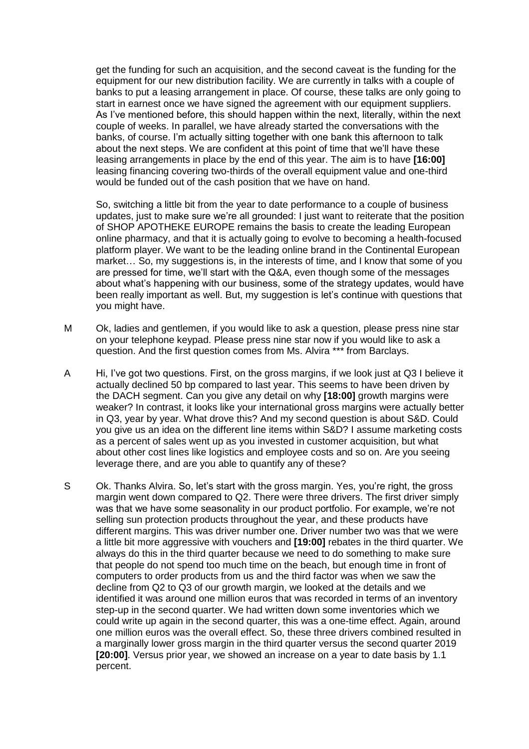get the funding for such an acquisition, and the second caveat is the funding for the equipment for our new distribution facility. We are currently in talks with a couple of banks to put a leasing arrangement in place. Of course, these talks are only going to start in earnest once we have signed the agreement with our equipment suppliers. As I've mentioned before, this should happen within the next, literally, within the next couple of weeks. In parallel, we have already started the conversations with the banks, of course. I'm actually sitting together with one bank this afternoon to talk about the next steps. We are confident at this point of time that we'll have these leasing arrangements in place by the end of this year. The aim is to have **[16:00]** leasing financing covering two-thirds of the overall equipment value and one-third would be funded out of the cash position that we have on hand.

So, switching a little bit from the year to date performance to a couple of business updates, just to make sure we're all grounded: I just want to reiterate that the position of SHOP APOTHEKE EUROPE remains the basis to create the leading European online pharmacy, and that it is actually going to evolve to becoming a health-focused platform player. We want to be the leading online brand in the Continental European market… So, my suggestions is, in the interests of time, and I know that some of you are pressed for time, we'll start with the Q&A, even though some of the messages about what's happening with our business, some of the strategy updates, would have been really important as well. But, my suggestion is let's continue with questions that you might have.

M Ok, ladies and gentlemen, if you would like to ask a question, please press nine star on your telephone keypad. Please press nine star now if you would like to ask a question. And the first question comes from Ms. Alvira *** from Barclays.

A Hi, I've got two questions. First, on the gross margins, if we look just at Q3 I believe it actually declined 50 bp compared to last year. This seems to have been driven by the DACH segment. Can you give any detail on why **[18:00]** growth margins were weaker? In contrast, it looks like your international gross margins were actually better in Q3, year by year. What drove this? And my second question is about S&D. Could you give us an idea on the different line items within S&D? I assume marketing costs as a percent of sales went up as you invested in customer acquisition, but what about other cost lines like logistics and employee costs and so on. Are you seeing leverage there, and are you able to quantify any of these?

S Ok. Thanks Alvira. So, let's start with the gross margin. Yes, you're right, the gross margin went down compared to Q2. There were three drivers. The first driver simply was that we have some seasonality in our product portfolio. For example, we're not selling sun protection products throughout the year, and these products have different margins. This was driver number one. Driver number two was that we were a little bit more aggressive with vouchers and **[19:00]** rebates in the third quarter. We always do this in the third quarter because we need to do something to make sure that people do not spend too much time on the beach, but enough time in front of computers to order products from us and the third factor was when we saw the decline from Q2 to Q3 of our growth margin, we looked at the details and we identified it was around one million euros that was recorded in terms of an inventory step-up in the second quarter. We had written down some inventories which we could write up again in the second quarter, this was a one-time effect. Again, around one million euros was the overall effect. So, these three drivers combined resulted in a marginally lower gross margin in the third quarter versus the second quarter 2019 **[20:00]**. Versus prior year, we showed an increase on a year to date basis by 1.1 percent.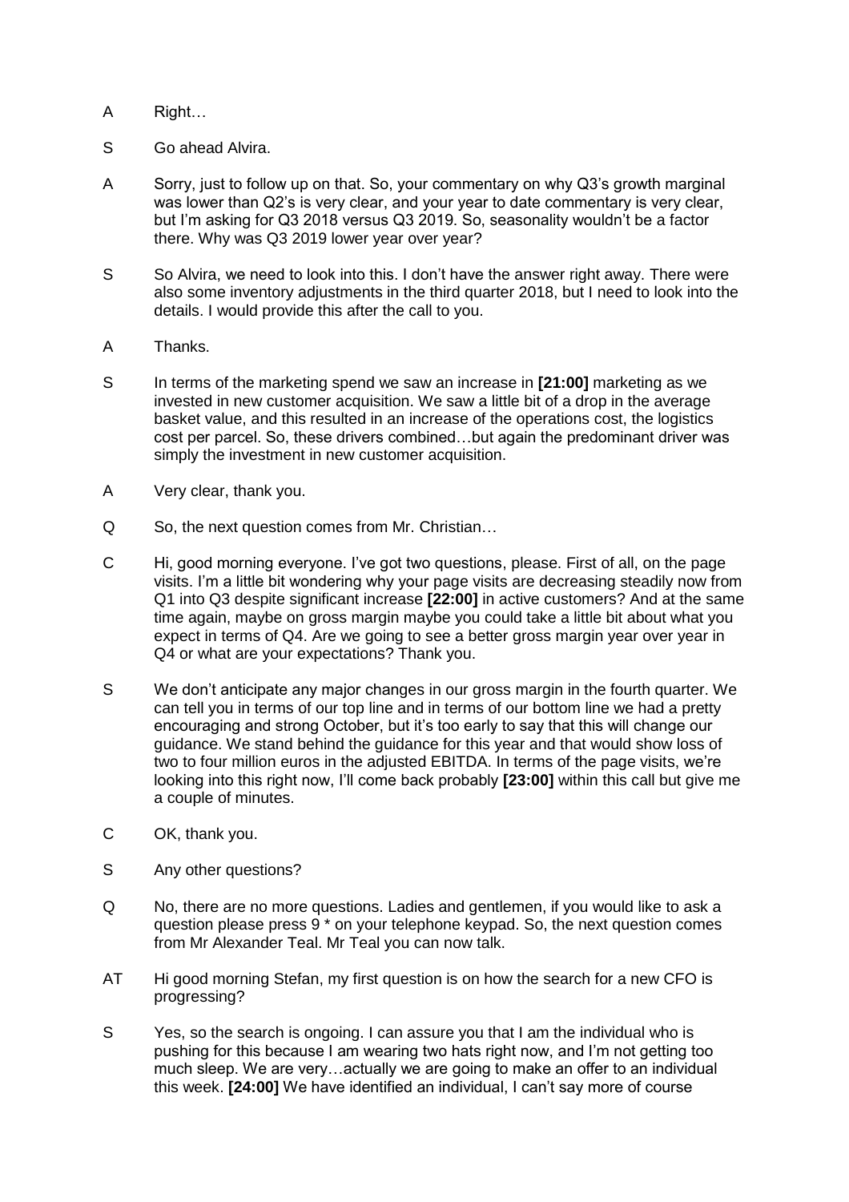A Right…

S Go ahead Alvira.

A Sorry, just to follow up on that. So, your commentary on why Q3's growth marginal was lower than Q2's is very clear, and your year to date commentary is very clear, but I'm asking for Q3 2018 versus Q3 2019. So, seasonality wouldn't be a factor there. Why was Q3 2019 lower year over year?

S So Alvira, we need to look into this. I don't have the answer right away. There were also some inventory adjustments in the third quarter 2018, but I need to look into the details. I would provide this after the call to you.

A Thanks.

S In terms of the marketing spend we saw an increase in **[21:00]** marketing as we invested in new customer acquisition. We saw a little bit of a drop in the average basket value, and this resulted in an increase of the operations cost, the logistics cost per parcel. So, these drivers combined…but again the predominant driver was simply the investment in new customer acquisition.

A Very clear, thank you.

Q So, the next question comes from Mr. Christian…

C Hi, good morning everyone. I've got two questions, please. First of all, on the page visits. I'm a little bit wondering why your page visits are decreasing steadily now from Q1 into Q3 despite significant increase **[22:00]** in active customers? And at the same time again, maybe on gross margin maybe you could take a little bit about what you expect in terms of Q4. Are we going to see a better gross margin year over year in Q4 or what are your expectations? Thank you.

S We don't anticipate any major changes in our gross margin in the fourth quarter. We can tell you in terms of our top line and in terms of our bottom line we had a pretty encouraging and strong October, but it's too early to say that this will change our guidance. We stand behind the guidance for this year and that would show loss of two to four million euros in the adjusted EBITDA. In terms of the page visits, we're looking into this right now, I'll come back probably **[23:00]** within this call but give me a couple of minutes.

C OK, thank you.

S Any other questions?

Q No, there are no more questions. Ladies and gentlemen, if you would like to ask a question please press 9 * on your telephone keypad. So, the next question comes from Mr Alexander Teal. Mr Teal you can now talk.

AT Hi good morning Stefan, my first question is on how the search for a new CFO is progressing?

S Yes, so the search is ongoing. I can assure you that I am the individual who is pushing for this because I am wearing two hats right now, and I'm not getting too much sleep. We are very…actually we are going to make an offer to an individual this week. **[24:00]** We have identified an individual, I can't say more of course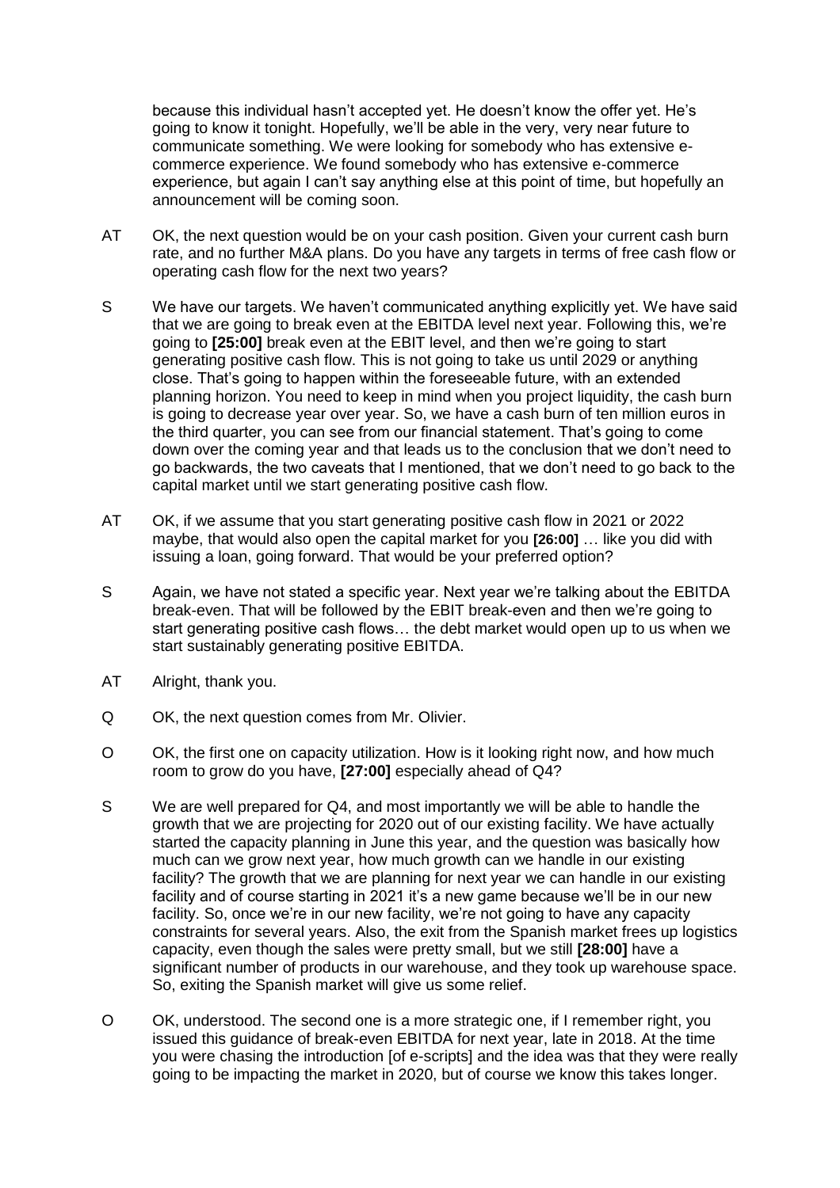because this individual hasn't accepted yet. He doesn't know the offer yet. He's going to know it tonight. Hopefully, we'll be able in the very, very near future to communicate something. We were looking for somebody who has extensive e-commerce experience. We found somebody who has extensive e-commerce experience, but again I can't say anything else at this point of time, but hopefully an announcement will be coming soon.

AT OK, the next question would be on your cash position. Given your current cash burn rate, and no further M&A plans. Do you have any targets in terms of free cash flow or operating cash flow for the next two years?

S We have our targets. We haven't communicated anything explicitly yet. We have said that we are going to break even at the EBITDA level next year. Following this, we're going to **[25:00]** break even at the EBIT level, and then we're going to start generating positive cash flow. This is not going to take us until 2029 or anything close. That's going to happen within the foreseeable future, with an extended planning horizon. You need to keep in mind when you project liquidity, the cash burn is going to decrease year over year. So, we have a cash burn of ten million euros in the third quarter, you can see from our financial statement. That's going to come down over the coming year and that leads us to the conclusion that we don't need to go backwards, the two caveats that I mentioned, that we don't need to go back to the capital market until we start generating positive cash flow.

AT OK, if we assume that you start generating positive cash flow in 2021 or 2022 maybe, that would also open the capital market for you **[26:00]** … like you did with issuing a loan, going forward. That would be your preferred option?

S Again, we have not stated a specific year. Next year we're talking about the EBITDA break-even. That will be followed by the EBIT break-even and then we're going to start generating positive cash flows… the debt market would open up to us when we start sustainably generating positive EBITDA.

AT Alright, thank you.

Q OK, the next question comes from Mr. Olivier.

O OK, the first one on capacity utilization. How is it looking right now, and how much room to grow do you have, **[27:00]** especially ahead of Q4?

S We are well prepared for Q4, and most importantly we will be able to handle the growth that we are projecting for 2020 out of our existing facility. We have actually started the capacity planning in June this year, and the question was basically how much can we grow next year, how much growth can we handle in our existing facility? The growth that we are planning for next year we can handle in our existing facility and of course starting in 2021 it's a new game because we'll be in our new facility. So, once we're in our new facility, we're not going to have any capacity constraints for several years. Also, the exit from the Spanish market frees up logistics capacity, even though the sales were pretty small, but we still **[28:00]** have a significant number of products in our warehouse, and they took up warehouse space. So, exiting the Spanish market will give us some relief.

O OK, understood. The second one is a more strategic one, if I remember right, you issued this guidance of break-even EBITDA for next year, late in 2018. At the time you were chasing the introduction [of e-scripts] and the idea was that they were really going to be impacting the market in 2020, but of course we know this takes longer.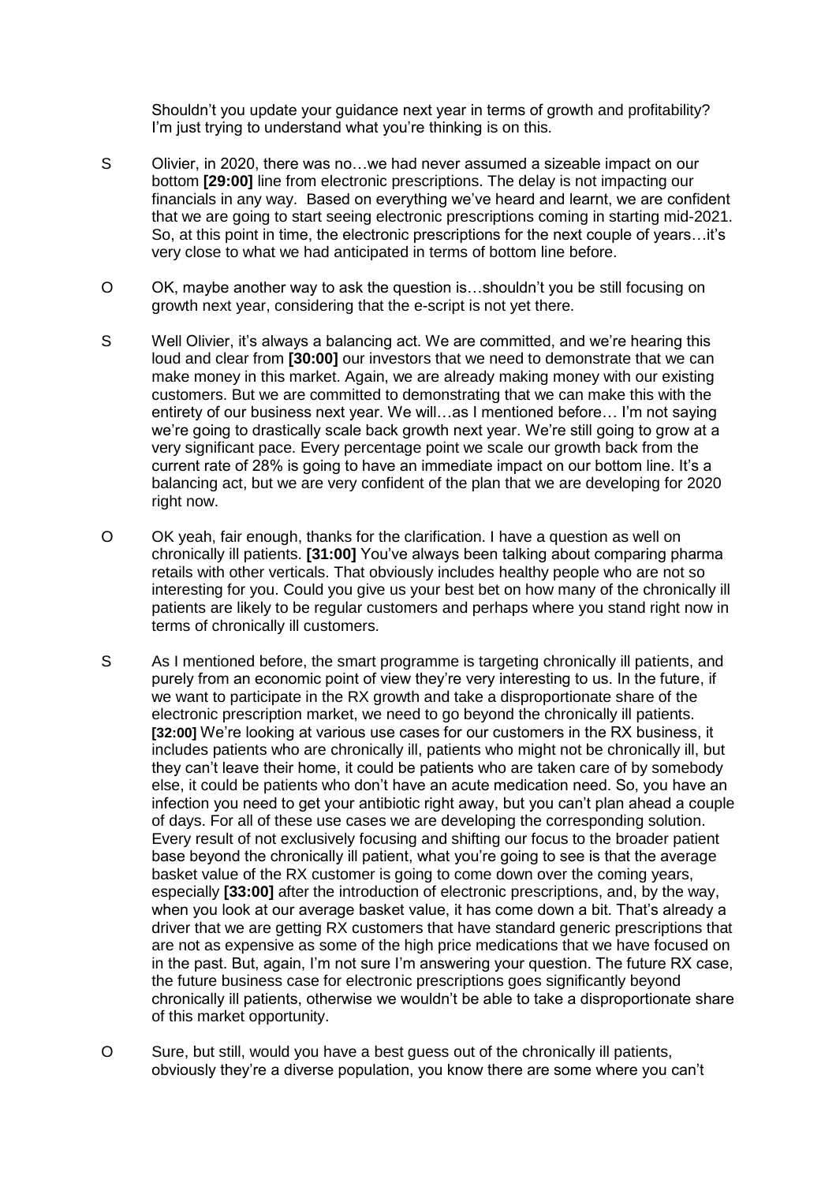Shouldn't you update your guidance next year in terms of growth and profitability? I'm just trying to understand what you're thinking is on this.

S Olivier, in 2020, there was no…we had never assumed a sizeable impact on our bottom **[29:00]** line from electronic prescriptions. The delay is not impacting our financials in any way. Based on everything we've heard and learnt, we are confident that we are going to start seeing electronic prescriptions coming in starting mid-2021. So, at this point in time, the electronic prescriptions for the next couple of years…it's very close to what we had anticipated in terms of bottom line before.

O OK, maybe another way to ask the question is…shouldn't you be still focusing on growth next year, considering that the e-script is not yet there.

S Well Olivier, it's always a balancing act. We are committed, and we're hearing this loud and clear from **[30:00]** our investors that we need to demonstrate that we can make money in this market. Again, we are already making money with our existing customers. But we are committed to demonstrating that we can make this with the entirety of our business next year. We will…as I mentioned before… I'm not saying we're going to drastically scale back growth next year. We're still going to grow at a very significant pace. Every percentage point we scale our growth back from the current rate of 28% is going to have an immediate impact on our bottom line. It's a balancing act, but we are very confident of the plan that we are developing for 2020 right now.

O OK yeah, fair enough, thanks for the clarification. I have a question as well on chronically ill patients. **[31:00]** You've always been talking about comparing pharma retails with other verticals. That obviously includes healthy people who are not so interesting for you. Could you give us your best bet on how many of the chronically ill patients are likely to be regular customers and perhaps where you stand right now in terms of chronically ill customers.

S As I mentioned before, the smart programme is targeting chronically ill patients, and purely from an economic point of view they're very interesting to us. In the future, if we want to participate in the RX growth and take a disproportionate share of the electronic prescription market, we need to go beyond the chronically ill patients. **[32:00]** We're looking at various use cases for our customers in the RX business, it includes patients who are chronically ill, patients who might not be chronically ill, but they can't leave their home, it could be patients who are taken care of by somebody else, it could be patients who don't have an acute medication need. So, you have an infection you need to get your antibiotic right away, but you can't plan ahead a couple of days. For all of these use cases we are developing the corresponding solution. Every result of not exclusively focusing and shifting our focus to the broader patient base beyond the chronically ill patient, what you're going to see is that the average basket value of the RX customer is going to come down over the coming years, especially **[33:00]** after the introduction of electronic prescriptions, and, by the way, when you look at our average basket value, it has come down a bit. That's already a driver that we are getting RX customers that have standard generic prescriptions that are not as expensive as some of the high price medications that we have focused on in the past. But, again, I'm not sure I'm answering your question. The future RX case, the future business case for electronic prescriptions goes significantly beyond chronically ill patients, otherwise we wouldn't be able to take a disproportionate share of this market opportunity.

O Sure, but still, would you have a best guess out of the chronically ill patients, obviously they're a diverse population, you know there are some where you can't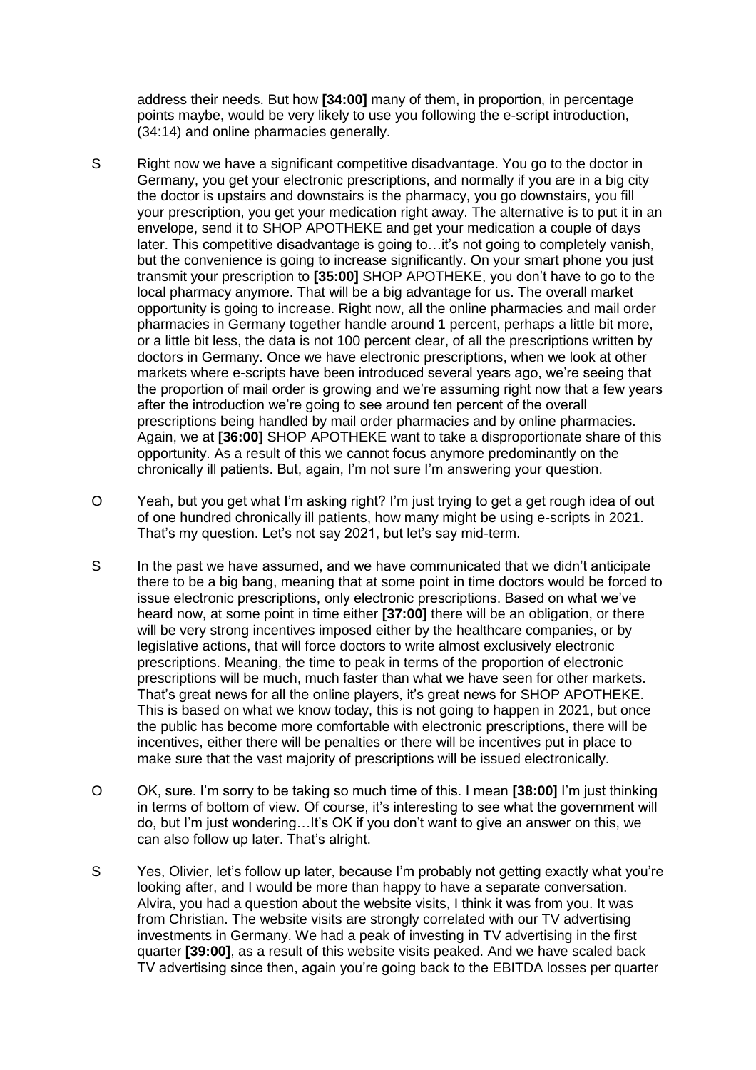address their needs. But how **[34:00]** many of them, in proportion, in percentage points maybe, would be very likely to use you following the e-script introduction, (34:14) and online pharmacies generally.

S Right now we have a significant competitive disadvantage. You go to the doctor in Germany, you get your electronic prescriptions, and normally if you are in a big city the doctor is upstairs and downstairs is the pharmacy, you go downstairs, you fill your prescription, you get your medication right away. The alternative is to put it in an envelope, send it to SHOP APOTHEKE and get your medication a couple of days later. This competitive disadvantage is going to…it's not going to completely vanish, but the convenience is going to increase significantly. On your smart phone you just transmit your prescription to **[35:00]** SHOP APOTHEKE, you don't have to go to the local pharmacy anymore. That will be a big advantage for us. The overall market opportunity is going to increase. Right now, all the online pharmacies and mail order pharmacies in Germany together handle around 1 percent, perhaps a little bit more, or a little bit less, the data is not 100 percent clear, of all the prescriptions written by doctors in Germany. Once we have electronic prescriptions, when we look at other markets where e-scripts have been introduced several years ago, we're seeing that the proportion of mail order is growing and we're assuming right now that a few years after the introduction we're going to see around ten percent of the overall prescriptions being handled by mail order pharmacies and by online pharmacies. Again, we at **[36:00]** SHOP APOTHEKE want to take a disproportionate share of this opportunity. As a result of this we cannot focus anymore predominantly on the chronically ill patients. But, again, I'm not sure I'm answering your question.

O Yeah, but you get what I'm asking right? I'm just trying to get a get rough idea of out of one hundred chronically ill patients, how many might be using e-scripts in 2021. That's my question. Let's not say 2021, but let's say mid-term.

S In the past we have assumed, and we have communicated that we didn't anticipate there to be a big bang, meaning that at some point in time doctors would be forced to issue electronic prescriptions, only electronic prescriptions. Based on what we've heard now, at some point in time either **[37:00]** there will be an obligation, or there will be very strong incentives imposed either by the healthcare companies, or by legislative actions, that will force doctors to write almost exclusively electronic prescriptions. Meaning, the time to peak in terms of the proportion of electronic prescriptions will be much, much faster than what we have seen for other markets. That's great news for all the online players, it's great news for SHOP APOTHEKE. This is based on what we know today, this is not going to happen in 2021, but once the public has become more comfortable with electronic prescriptions, there will be incentives, either there will be penalties or there will be incentives put in place to make sure that the vast majority of prescriptions will be issued electronically.

O OK, sure. I'm sorry to be taking so much time of this. I mean **[38:00]** I'm just thinking in terms of bottom of view. Of course, it's interesting to see what the government will do, but I'm just wondering…It's OK if you don't want to give an answer on this, we can also follow up later. That's alright.

S Yes, Olivier, let's follow up later, because I'm probably not getting exactly what you're looking after, and I would be more than happy to have a separate conversation. Alvira, you had a question about the website visits, I think it was from you. It was from Christian. The website visits are strongly correlated with our TV advertising investments in Germany. We had a peak of investing in TV advertising in the first quarter **[39:00]**, as a result of this website visits peaked. And we have scaled back TV advertising since then, again you're going back to the EBITDA losses per quarter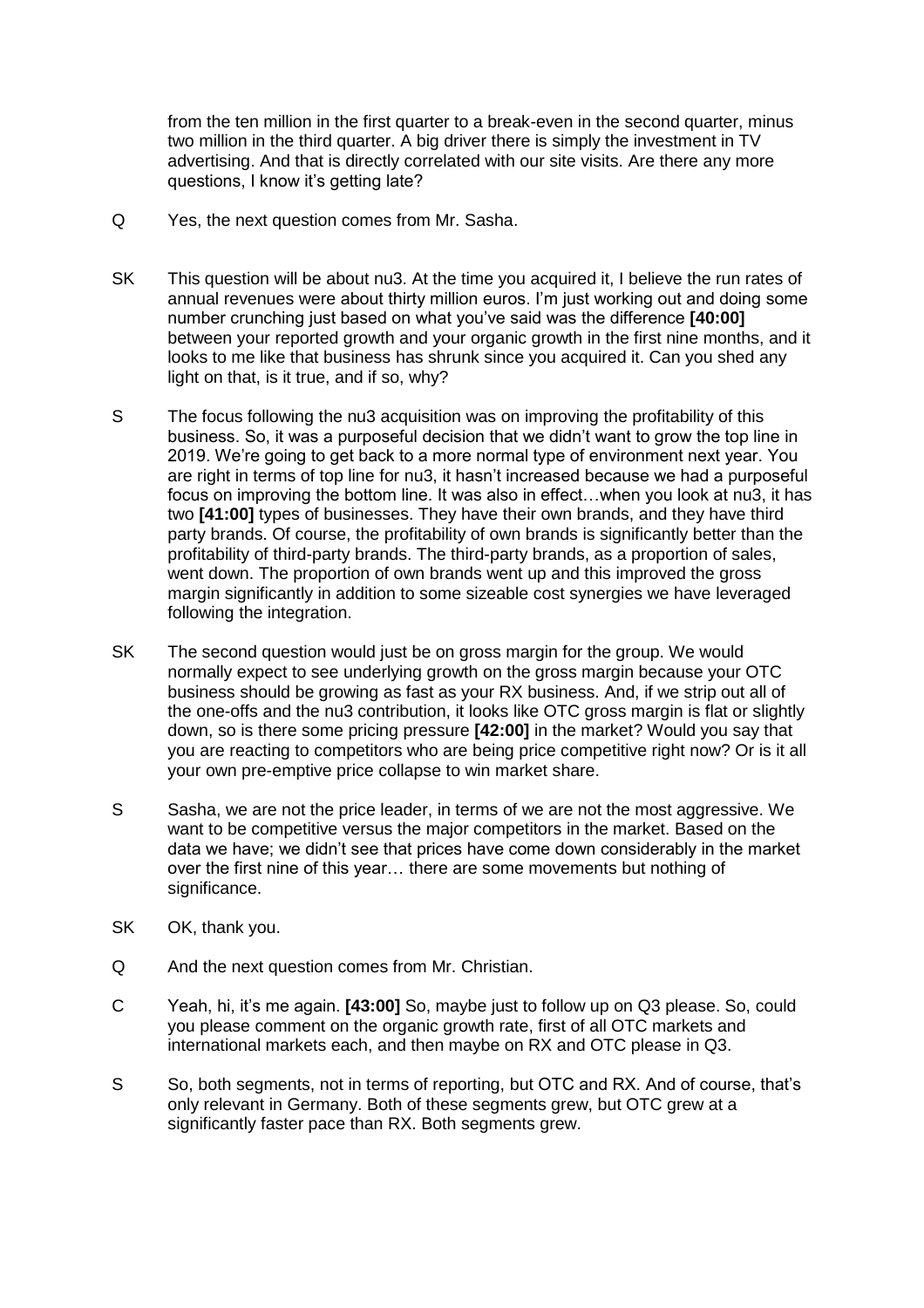from the ten million in the first quarter to a break-even in the second quarter, minus two million in the third quarter. A big driver there is simply the investment in TV advertising. And that is directly correlated with our site visits. Are there any more questions, I know it's getting late?

Q	Yes, the next question comes from Mr. Sasha.

SK	This question will be about nu3. At the time you acquired it, I believe the run rates of annual revenues were about thirty million euros. I'm just working out and doing some number crunching just based on what you've said was the difference **[40:00]** between your reported growth and your organic growth in the first nine months, and it looks to me like that business has shrunk since you acquired it. Can you shed any light on that, is it true, and if so, why?

S	The focus following the nu3 acquisition was on improving the profitability of this business. So, it was a purposeful decision that we didn't want to grow the top line in 2019. We're going to get back to a more normal type of environment next year. You are right in terms of top line for nu3, it hasn't increased because we had a purposeful focus on improving the bottom line. It was also in effect…when you look at nu3, it has two **[41:00]** types of businesses. They have their own brands, and they have third party brands. Of course, the profitability of own brands is significantly better than the profitability of third-party brands. The third-party brands, as a proportion of sales, went down. The proportion of own brands went up and this improved the gross margin significantly in addition to some sizeable cost synergies we have leveraged following the integration.

SK	The second question would just be on gross margin for the group. We would normally expect to see underlying growth on the gross margin because your OTC business should be growing as fast as your RX business. And, if we strip out all of the one-offs and the nu3 contribution, it looks like OTC gross margin is flat or slightly down, so is there some pricing pressure **[42:00]** in the market? Would you say that you are reacting to competitors who are being price competitive right now? Or is it all your own pre-emptive price collapse to win market share.

S	Sasha, we are not the price leader, in terms of we are not the most aggressive. We want to be competitive versus the major competitors in the market. Based on the data we have; we didn't see that prices have come down considerably in the market over the first nine of this year… there are some movements but nothing of significance.

SK	OK, thank you.

Q	And the next question comes from Mr. Christian.

C	Yeah, hi, it's me again. **[43:00]** So, maybe just to follow up on Q3 please. So, could you please comment on the organic growth rate, first of all OTC markets and international markets each, and then maybe on RX and OTC please in Q3.

S	So, both segments, not in terms of reporting, but OTC and RX. And of course, that's only relevant in Germany. Both of these segments grew, but OTC grew at a significantly faster pace than RX. Both segments grew.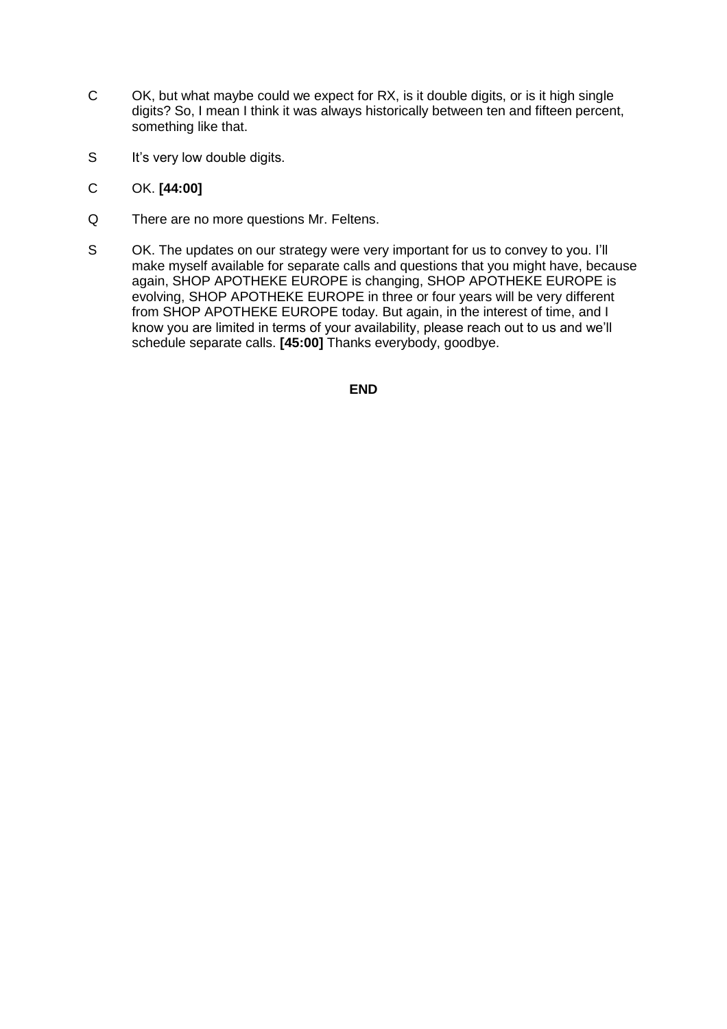C OK, but what maybe could we expect for RX, is it double digits, or is it high single digits? So, I mean I think it was always historically between ten and fifteen percent, something like that.

S It's very low double digits.

C OK. **[44:00]**

Q There are no more questions Mr. Feltens.

S OK. The updates on our strategy were very important for us to convey to you. I'll make myself available for separate calls and questions that you might have, because again, SHOP APOTHEKE EUROPE is changing, SHOP APOTHEKE EUROPE is evolving, SHOP APOTHEKE EUROPE in three or four years will be very different from SHOP APOTHEKE EUROPE today. But again, in the interest of time, and I know you are limited in terms of your availability, please reach out to us and we'll schedule separate calls. **[45:00]** Thanks everybody, goodbye.

**END**